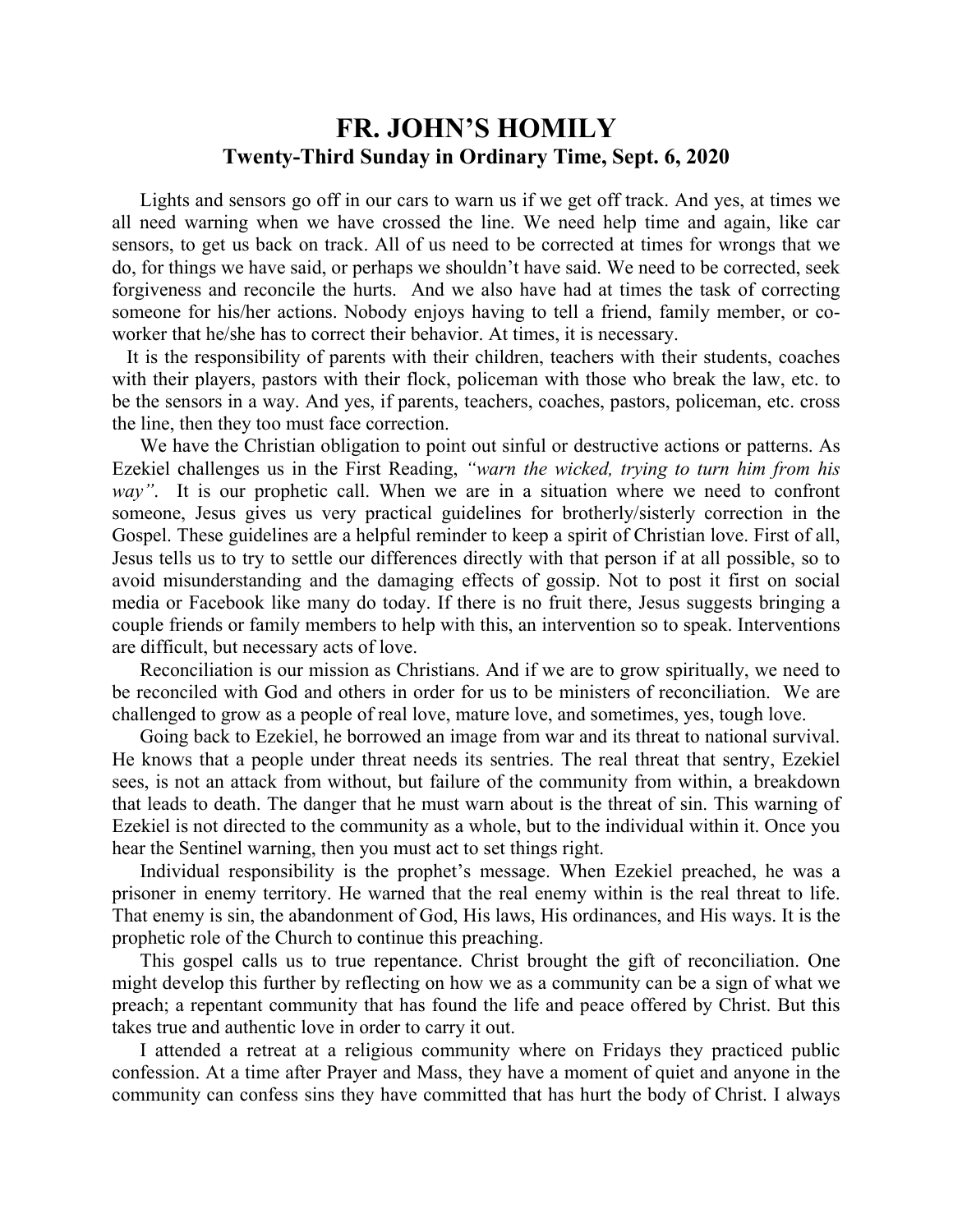# FR. JOHN'S HOMILY

## Twenty-Third Sunday in Ordinary Time, Sept. 6, 2020

Lights and sensors go off in our cars to warn us if we get off track. And yes, at times we all need warning when we have crossed the line. We need help time and again, like car sensors, to get us back on track. All of us need to be corrected at times for wrongs that we do, for things we have said, or perhaps we shouldn't have said. We need to be corrected, seek forgiveness and reconcile the hurts. And we also have had at times the task of correcting someone for his/her actions. Nobody enjoys having to tell a friend, family member, or co-worker that he/she has to correct their behavior. At times, it is necessary.

It is the responsibility of parents with their children, teachers with their students, coaches with their players, pastors with their flock, policeman with those who break the law, etc. to be the sensors in a way. And yes, if parents, teachers, coaches, pastors, policeman, etc. cross the line, then they too must face correction.

We have the Christian obligation to point out sinful or destructive actions or patterns. As Ezekiel challenges us in the First Reading, *"warn the wicked, trying to turn him from his way"*. It is our prophetic call. When we are in a situation where we need to confront someone, Jesus gives us very practical guidelines for brotherly/sisterly correction in the Gospel. These guidelines are a helpful reminder to keep a spirit of Christian love. First of all, Jesus tells us to try to settle our differences directly with that person if at all possible, so to avoid misunderstanding and the damaging effects of gossip. Not to post it first on social media or Facebook like many do today. If there is no fruit there, Jesus suggests bringing a couple friends or family members to help with this, an intervention so to speak. Interventions are difficult, but necessary acts of love.

Reconciliation is our mission as Christians. And if we are to grow spiritually, we need to be reconciled with God and others in order for us to be ministers of reconciliation. We are challenged to grow as a people of real love, mature love, and sometimes, yes, tough love.

Going back to Ezekiel, he borrowed an image from war and its threat to national survival. He knows that a people under threat needs its sentries. The real threat that sentry, Ezekiel sees, is not an attack from without, but failure of the community from within, a breakdown that leads to death. The danger that he must warn about is the threat of sin. This warning of Ezekiel is not directed to the community as a whole, but to the individual within it. Once you hear the Sentinel warning, then you must act to set things right.

Individual responsibility is the prophet's message. When Ezekiel preached, he was a prisoner in enemy territory. He warned that the real enemy within is the real threat to life. That enemy is sin, the abandonment of God, His laws, His ordinances, and His ways. It is the prophetic role of the Church to continue this preaching.

This gospel calls us to true repentance. Christ brought the gift of reconciliation. One might develop this further by reflecting on how we as a community can be a sign of what we preach; a repentant community that has found the life and peace offered by Christ. But this takes true and authentic love in order to carry it out.

I attended a retreat at a religious community where on Fridays they practiced public confession. At a time after Prayer and Mass, they have a moment of quiet and anyone in the community can confess sins they have committed that has hurt the body of Christ. I always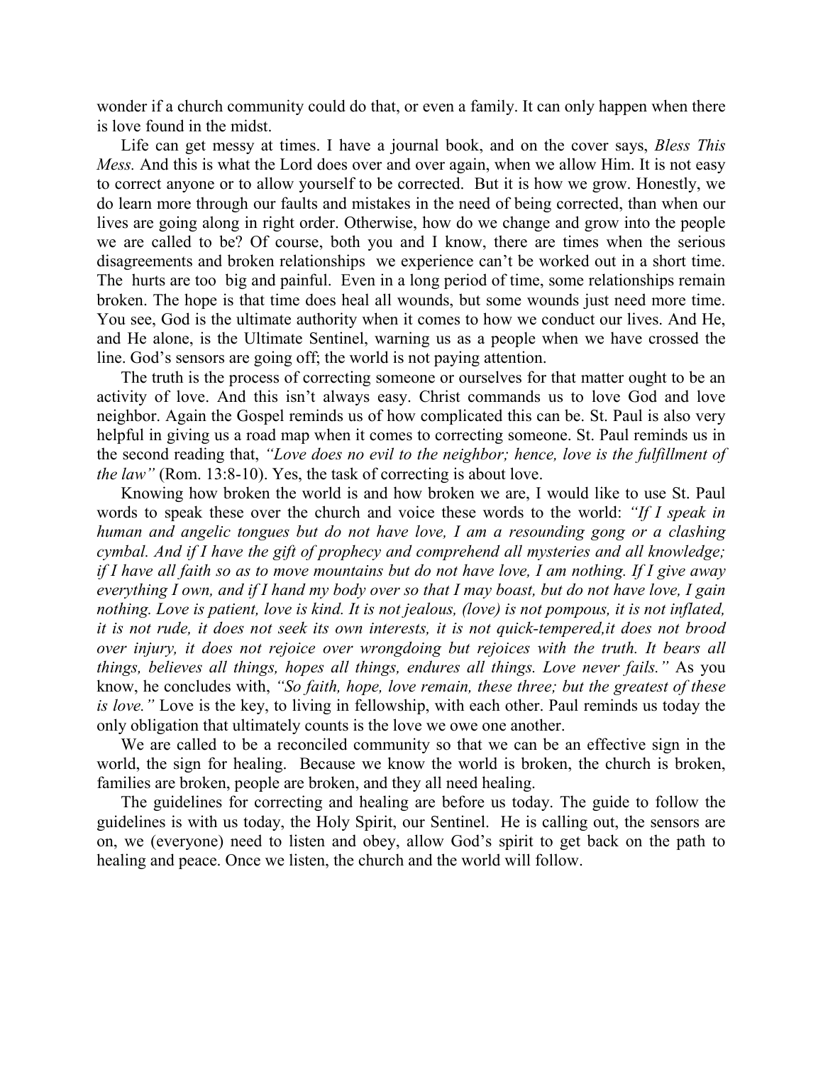wonder if a church community could do that, or even a family. It can only happen when there is love found in the midst.

Life can get messy at times. I have a journal book, and on the cover says, *Bless This Mess.* And this is what the Lord does over and over again, when we allow Him. It is not easy to correct anyone or to allow yourself to be corrected. But it is how we grow. Honestly, we do learn more through our faults and mistakes in the need of being corrected, than when our lives are going along in right order. Otherwise, how do we change and grow into the people we are called to be? Of course, both you and I know, there are times when the serious disagreements and broken relationships we experience can't be worked out in a short time. The hurts are too big and painful. Even in a long period of time, some relationships remain broken. The hope is that time does heal all wounds, but some wounds just need more time. You see, God is the ultimate authority when it comes to how we conduct our lives. And He, and He alone, is the Ultimate Sentinel, warning us as a people when we have crossed the line. God's sensors are going off; the world is not paying attention.

The truth is the process of correcting someone or ourselves for that matter ought to be an activity of love. And this isn't always easy. Christ commands us to love God and love neighbor. Again the Gospel reminds us of how complicated this can be. St. Paul is also very helpful in giving us a road map when it comes to correcting someone. St. Paul reminds us in the second reading that, *"Love does no evil to the neighbor; hence, love is the fulfillment of the law"* (Rom. 13:8-10). Yes, the task of correcting is about love.

Knowing how broken the world is and how broken we are, I would like to use St. Paul words to speak these over the church and voice these words to the world: *"If I speak in human and angelic tongues but do not have love, I am a resounding gong or a clashing cymbal. And if I have the gift of prophecy and comprehend all mysteries and all knowledge; if I have all faith so as to move mountains but do not have love, I am nothing. If I give away everything I own, and if I hand my body over so that I may boast, but do not have love, I gain nothing. Love is patient, love is kind. It is not jealous, (love) is not pompous, it is not inflated, it is not rude, it does not seek its own interests, it is not quick-tempered,it does not brood over injury, it does not rejoice over wrongdoing but rejoices with the truth. It bears all things, believes all things, hopes all things, endures all things. Love never fails."* As you know, he concludes with, *"So faith, hope, love remain, these three; but the greatest of these is love."* Love is the key, to living in fellowship, with each other. Paul reminds us today the only obligation that ultimately counts is the love we owe one another.

We are called to be a reconciled community so that we can be an effective sign in the world, the sign for healing. Because we know the world is broken, the church is broken, families are broken, people are broken, and they all need healing.

The guidelines for correcting and healing are before us today. The guide to follow the guidelines is with us today, the Holy Spirit, our Sentinel. He is calling out, the sensors are on, we (everyone) need to listen and obey, allow God's spirit to get back on the path to healing and peace. Once we listen, the church and the world will follow.